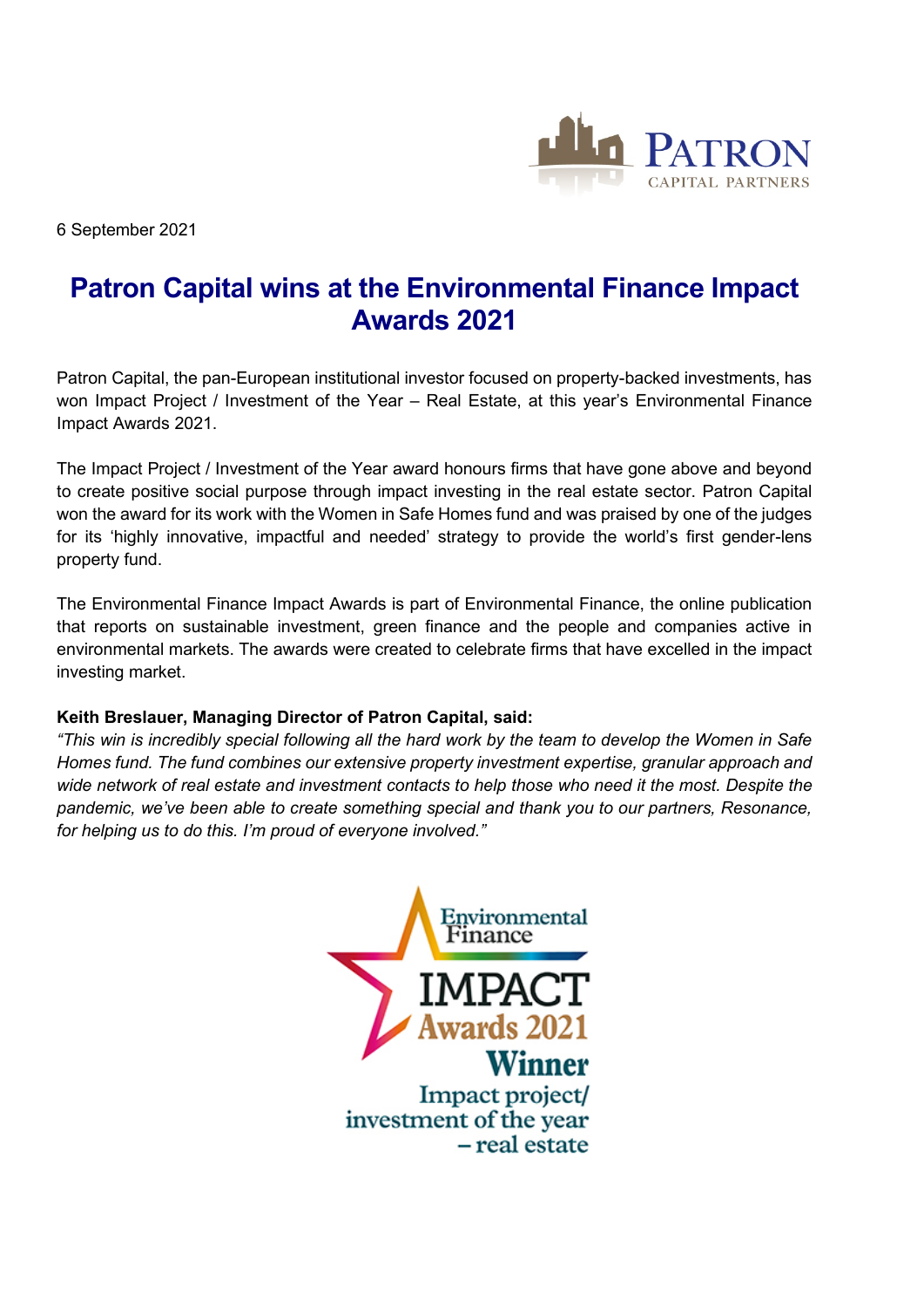6 September 2021

# Patron Capital wins at the Environmental Finance Impact Awards 2021

Patron Capital, the pan-European institutional investor focused on property-backed investments, has won Impact Project / Investment of the Year – Real Estate, at this year's Environmental Finance Impact Awards 2021.

The Impact Project / Investment of the Year award honours firms that have gone above and beyond to create positive social purpose through impact investing in the real estate sector. Patron Capital won the award for its work with the Women in Safe Homes fund and was praised by one of the judges for its 'highly innovative, impactful and needed' strategy to provide the world's first gender-lens property fund.

The Environmental Finance Impact Awards is part of Environmental Finance, the online publication that reports on sustainable investment, green finance and the people and companies active in environmental markets. The awards were created to celebrate firms that have excelled in the impact investing market.

**Keith Breslauer, Managing Director of Patron Capital, said:**

*"This win is incredibly special following all the hard work by the team to develop the Women in Safe Homes fund. The fund combines our extensive property investment expertise, granular approach and wide network of real estate and investment contacts to help those who need it the most. Despite the pandemic, we've been able to create something special and thank you to our partners, Resonance, for helping us to do this. I'm proud of everyone involved."*

Environmental Finance IMPACT Awards 2021 Winner Impact project/ investment of the year – real estate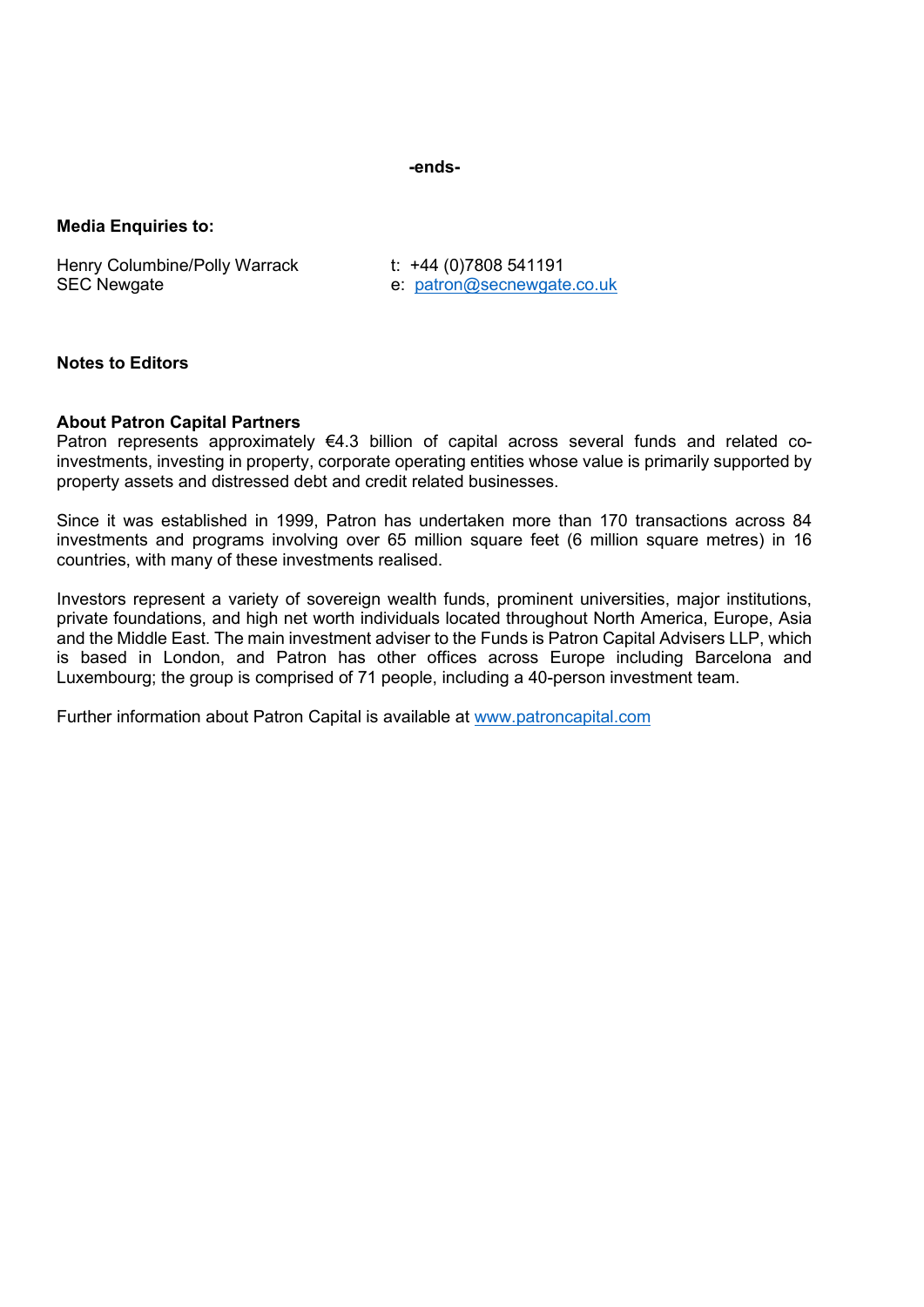**-ends-**

**Media Enquiries to:**

| | |
|---|---|
| Henry Columbine/Polly Warrack<br>SEC Newgate | t: +44 (0)7808 541191<br>e: patron@secnewgate.co.uk |

**Notes to Editors**

**About Patron Capital Partners**
Patron represents approximately €4.3 billion of capital across several funds and related co-investments, investing in property, corporate operating entities whose value is primarily supported by property assets and distressed debt and credit related businesses.

Since it was established in 1999, Patron has undertaken more than 170 transactions across 84 investments and programs involving over 65 million square feet (6 million square metres) in 16 countries, with many of these investments realised.

Investors represent a variety of sovereign wealth funds, prominent universities, major institutions, private foundations, and high net worth individuals located throughout North America, Europe, Asia and the Middle East. The main investment adviser to the Funds is Patron Capital Advisers LLP, which is based in London, and Patron has other offices across Europe including Barcelona and Luxembourg; the group is comprised of 71 people, including a 40-person investment team.

Further information about Patron Capital is available at www.patroncapital.com